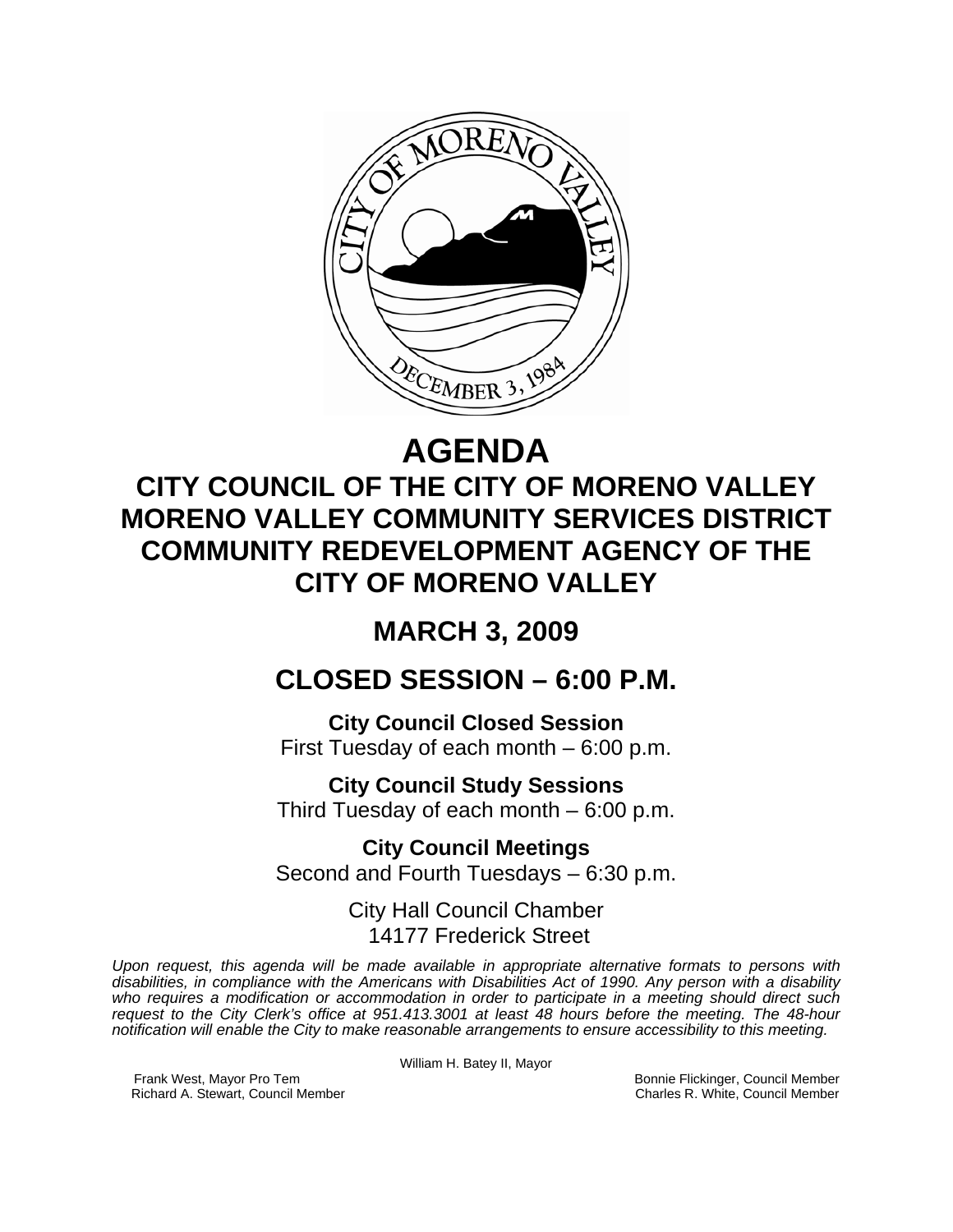# AGENDA

## CITY COUNCIL OF THE CITY OF MORENO VALLEY MORENO VALLEY COMMUNITY SERVICES DISTRICT COMMUNITY REDEVELOPMENT AGENCY OF THE CITY OF MORENO VALLEY

## MARCH 3, 2009

## CLOSED SESSION – 6:00 P.M.

**City Council Closed Session**
First Tuesday of each month – 6:00 p.m.

**City Council Study Sessions**
Third Tuesday of each month – 6:00 p.m.

**City Council Meetings**
Second and Fourth Tuesdays – 6:30 p.m.

City Hall Council Chamber
14177 Frederick Street

*Upon request, this agenda will be made available in appropriate alternative formats to persons with disabilities, in compliance with the Americans with Disabilities Act of 1990. Any person with a disability who requires a modification or accommodation in order to participate in a meeting should direct such request to the City Clerk's office at 951.413.3001 at least 48 hours before the meeting. The 48-hour notification will enable the City to make reasonable arrangements to ensure accessibility to this meeting.*

William H. Batey II, Mayor

Frank West, Mayor Pro Tem
Richard A. Stewart, Council Member
Bonnie Flickinger, Council Member
Charles R. White, Council Member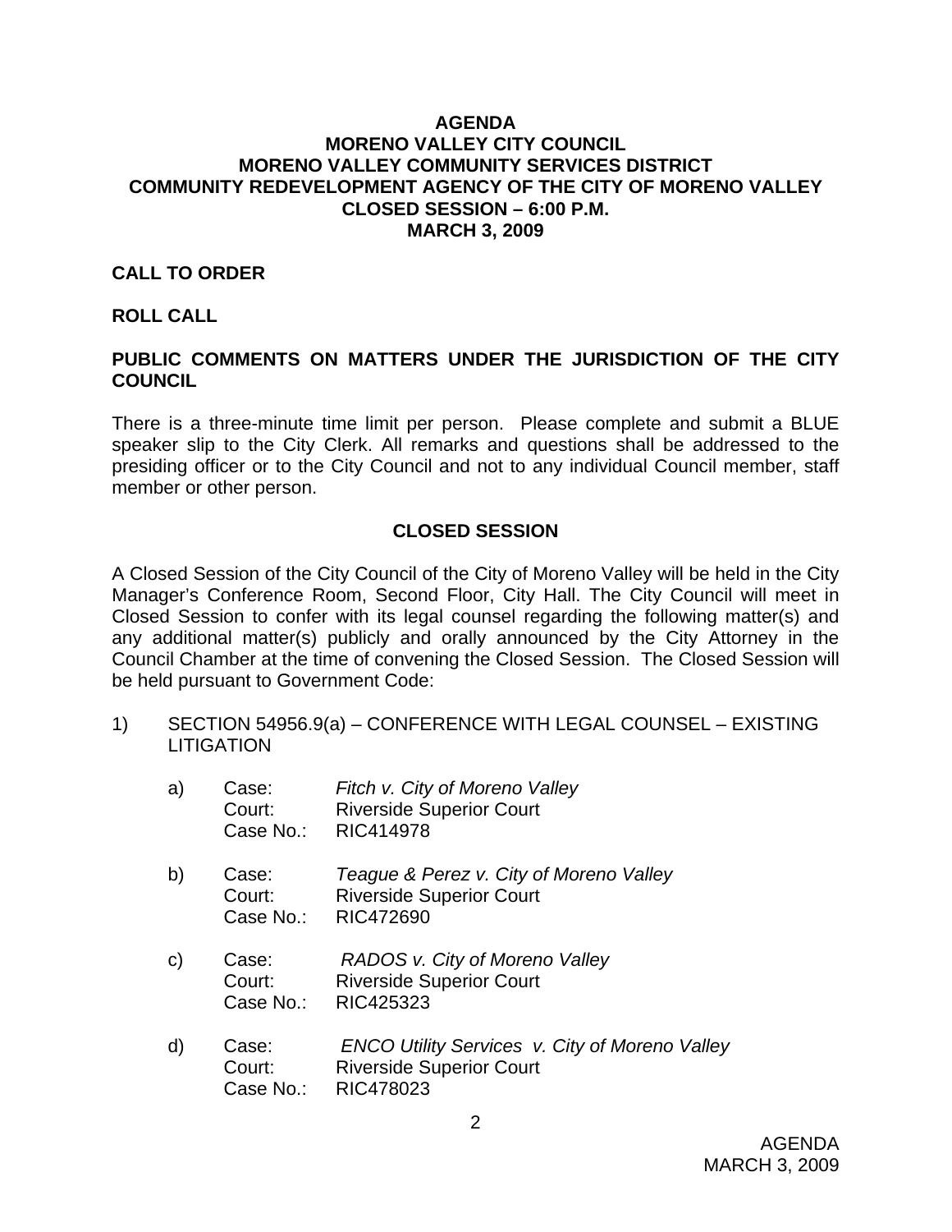# AGENDA
# MORENO VALLEY CITY COUNCIL
# MORENO VALLEY COMMUNITY SERVICES DISTRICT
# COMMUNITY REDEVELOPMENT AGENCY OF THE CITY OF MORENO VALLEY
# CLOSED SESSION – 6:00 P.M.
# MARCH 3, 2009

**CALL TO ORDER**

**ROLL CALL**

**PUBLIC COMMENTS ON MATTERS UNDER THE JURISDICTION OF THE CITY COUNCIL**

There is a three-minute time limit per person. Please complete and submit a BLUE speaker slip to the City Clerk. All remarks and questions shall be addressed to the presiding officer or to the City Council and not to any individual Council member, staff member or other person.

## CLOSED SESSION

A Closed Session of the City Council of the City of Moreno Valley will be held in the City Manager's Conference Room, Second Floor, City Hall. The City Council will meet in Closed Session to confer with its legal counsel regarding the following matter(s) and any additional matter(s) publicly and orally announced by the City Attorney in the Council Chamber at the time of convening the Closed Session. The Closed Session will be held pursuant to Government Code:

1) SECTION 54956.9(a) – CONFERENCE WITH LEGAL COUNSEL – EXISTING LITIGATION

   a) Case: *Fitch v. City of Moreno Valley*
      Court: Riverside Superior Court
      Case No.: RIC414978

   b) Case: *Teague & Perez v. City of Moreno Valley*
      Court: Riverside Superior Court
      Case No.: RIC472690

   c) Case: *RADOS v. City of Moreno Valley*
      Court: Riverside Superior Court
      Case No.: RIC425323

   d) Case: *ENCO Utility Services v. City of Moreno Valley*
      Court: Riverside Superior Court
      Case No.: RIC478023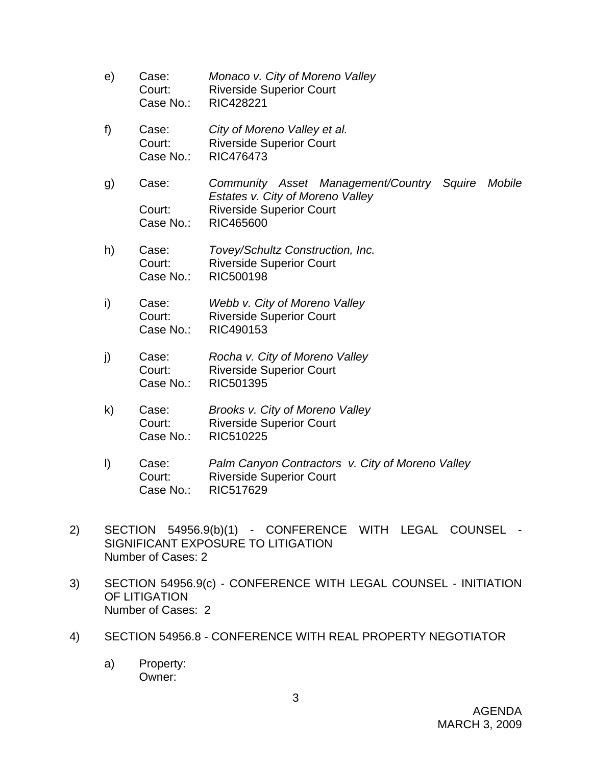e) Case: *Monaco v. City of Moreno Valley*
Court: Riverside Superior Court
Case No.: RIC428221

f) Case: *City of Moreno Valley et al.*
Court: Riverside Superior Court
Case No.: RIC476473

g) Case: *Community Asset Management/Country Squire Mobile Estates v. City of Moreno Valley*
Court: Riverside Superior Court
Case No.: RIC465600

h) Case: *Tovey/Schultz Construction, Inc.*
Court: Riverside Superior Court
Case No.: RIC500198

i) Case: *Webb v. City of Moreno Valley*
Court: Riverside Superior Court
Case No.: RIC490153

j) Case: *Rocha v. City of Moreno Valley*
Court: Riverside Superior Court
Case No.: RIC501395

k) Case: *Brooks v. City of Moreno Valley*
Court: Riverside Superior Court
Case No.: RIC510225

l) Case: *Palm Canyon Contractors v. City of Moreno Valley*
Court: Riverside Superior Court
Case No.: RIC517629

2) SECTION 54956.9(b)(1) - CONFERENCE WITH LEGAL COUNSEL - SIGNIFICANT EXPOSURE TO LITIGATION
Number of Cases: 2

3) SECTION 54956.9(c) - CONFERENCE WITH LEGAL COUNSEL - INITIATION OF LITIGATION
Number of Cases: 2

4) SECTION 54956.8 - CONFERENCE WITH REAL PROPERTY NEGOTIATOR

a) Property:
Owner: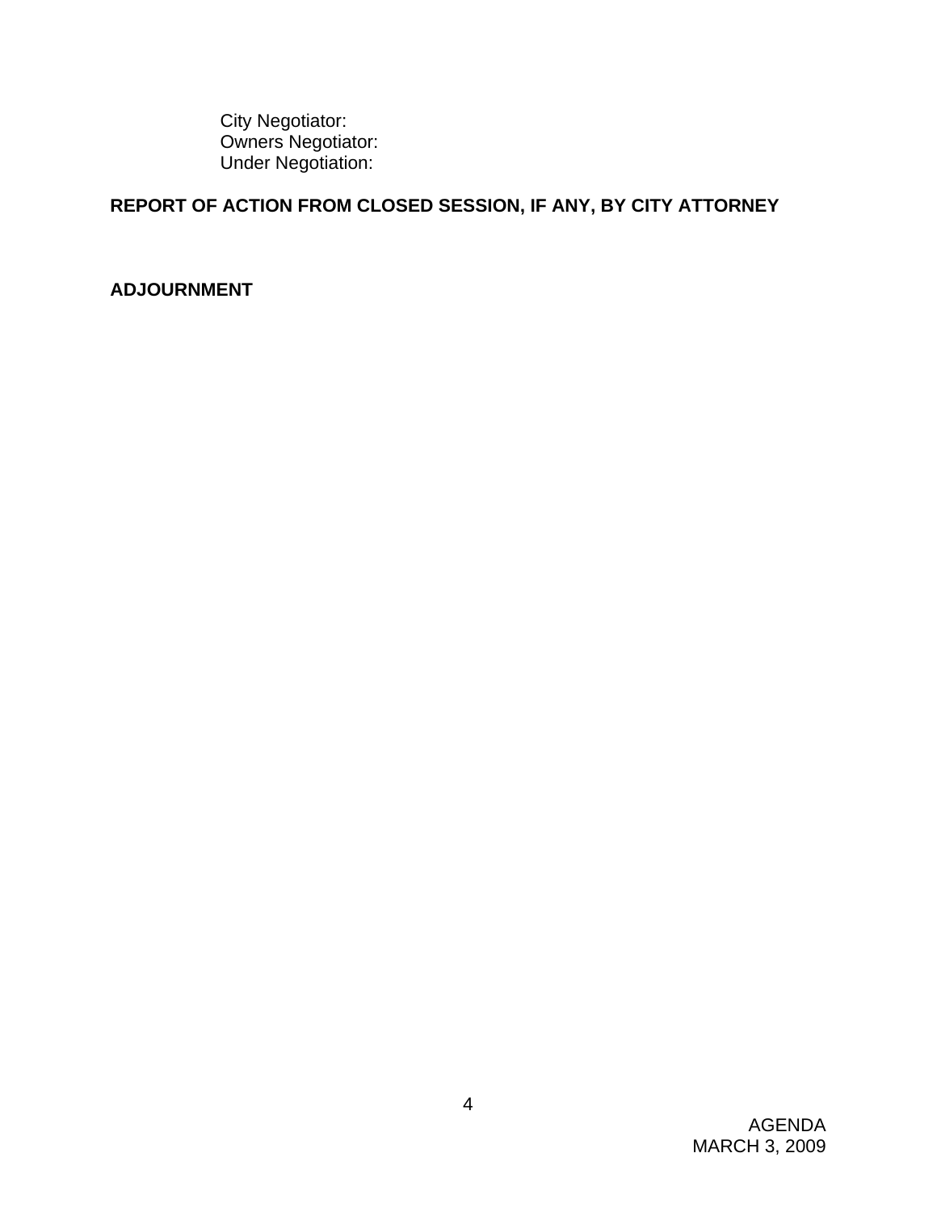City Negotiator:  
Owners Negotiator:  
Under Negotiation:

**REPORT OF ACTION FROM CLOSED SESSION, IF ANY, BY CITY ATTORNEY**

**ADJOURNMENT**